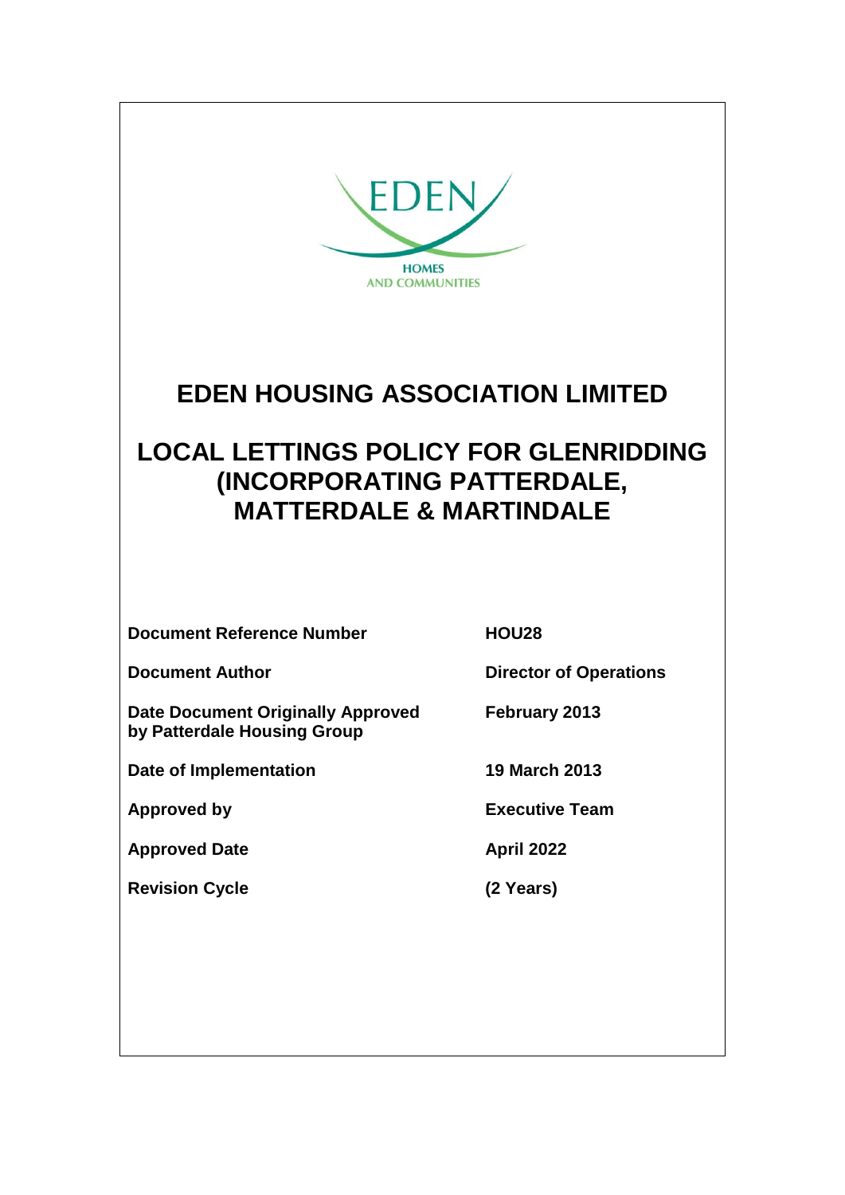EDEN

HOMES AND COMMUNITIES

# EDEN HOUSING ASSOCIATION LIMITED

# LOCAL LETTINGS POLICY FOR GLENRIDDING (INCORPORATING PATTERDALE, MATTERDALE & MARTINDALE

| | |
|---|---|
| **Document Reference Number** | **HOU28** |
| **Document Author** | **Director of Operations** |
| **Date Document Originally Approved by Patterdale Housing Group** | **February 2013** |
| **Date of Implementation** | **19 March 2013** |
| **Approved by** | **Executive Team** |
| **Approved Date** | **April 2022** |
| **Revision Cycle** | **(2 Years)** |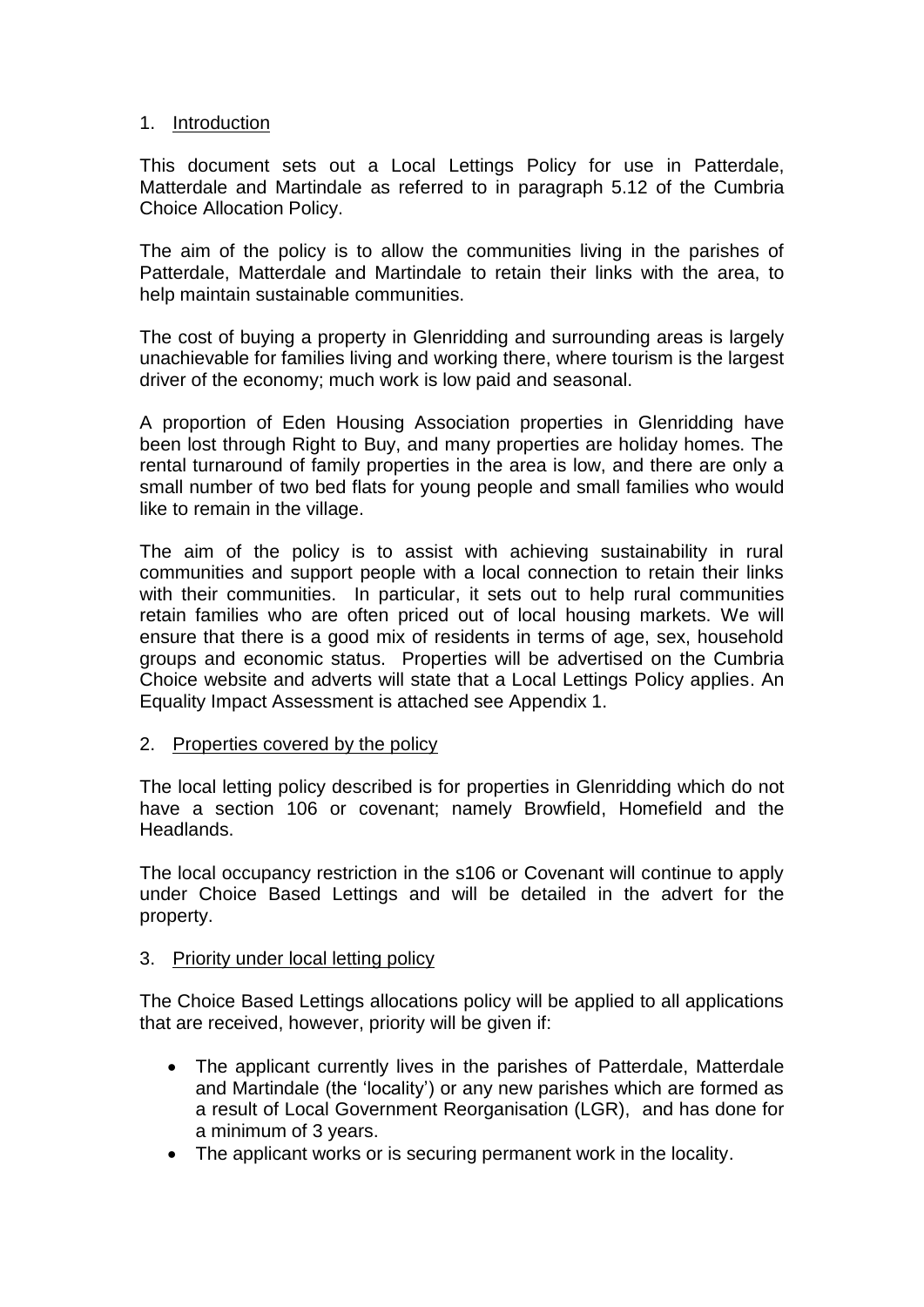## 1. Introduction

This document sets out a Local Lettings Policy for use in Patterdale, Matterdale and Martindale as referred to in paragraph 5.12 of the Cumbria Choice Allocation Policy.

The aim of the policy is to allow the communities living in the parishes of Patterdale, Matterdale and Martindale to retain their links with the area, to help maintain sustainable communities.

The cost of buying a property in Glenridding and surrounding areas is largely unachievable for families living and working there, where tourism is the largest driver of the economy; much work is low paid and seasonal.

A proportion of Eden Housing Association properties in Glenridding have been lost through Right to Buy, and many properties are holiday homes. The rental turnaround of family properties in the area is low, and there are only a small number of two bed flats for young people and small families who would like to remain in the village.

The aim of the policy is to assist with achieving sustainability in rural communities and support people with a local connection to retain their links with their communities. In particular, it sets out to help rural communities retain families who are often priced out of local housing markets. We will ensure that there is a good mix of residents in terms of age, sex, household groups and economic status. Properties will be advertised on the Cumbria Choice website and adverts will state that a Local Lettings Policy applies. An Equality Impact Assessment is attached see Appendix 1.

## 2. Properties covered by the policy

The local letting policy described is for properties in Glenridding which do not have a section 106 or covenant; namely Browfield, Homefield and the Headlands.

The local occupancy restriction in the s106 or Covenant will continue to apply under Choice Based Lettings and will be detailed in the advert for the property.

## 3. Priority under local letting policy

The Choice Based Lettings allocations policy will be applied to all applications that are received, however, priority will be given if:

- The applicant currently lives in the parishes of Patterdale, Matterdale and Martindale (the 'locality') or any new parishes which are formed as a result of Local Government Reorganisation (LGR), and has done for a minimum of 3 years.
- The applicant works or is securing permanent work in the locality.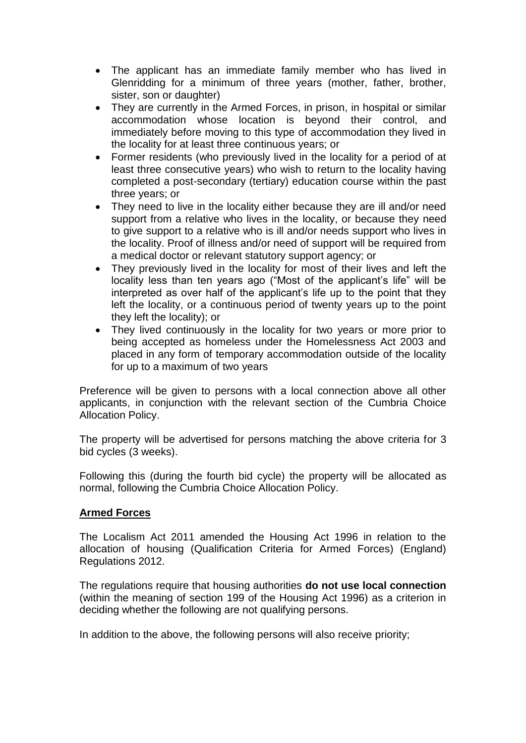- The applicant has an immediate family member who has lived in Glenridding for a minimum of three years (mother, father, brother, sister, son or daughter)
- They are currently in the Armed Forces, in prison, in hospital or similar accommodation whose location is beyond their control, and immediately before moving to this type of accommodation they lived in the locality for at least three continuous years; or
- Former residents (who previously lived in the locality for a period of at least three consecutive years) who wish to return to the locality having completed a post-secondary (tertiary) education course within the past three years; or
- They need to live in the locality either because they are ill and/or need support from a relative who lives in the locality, or because they need to give support to a relative who is ill and/or needs support who lives in the locality. Proof of illness and/or need of support will be required from a medical doctor or relevant statutory support agency; or
- They previously lived in the locality for most of their lives and left the locality less than ten years ago ("Most of the applicant's life" will be interpreted as over half of the applicant's life up to the point that they left the locality, or a continuous period of twenty years up to the point they left the locality); or
- They lived continuously in the locality for two years or more prior to being accepted as homeless under the Homelessness Act 2003 and placed in any form of temporary accommodation outside of the locality for up to a maximum of two years

Preference will be given to persons with a local connection above all other applicants, in conjunction with the relevant section of the Cumbria Choice Allocation Policy.

The property will be advertised for persons matching the above criteria for 3 bid cycles (3 weeks).

Following this (during the fourth bid cycle) the property will be allocated as normal, following the Cumbria Choice Allocation Policy.

**Armed Forces**

The Localism Act 2011 amended the Housing Act 1996 in relation to the allocation of housing (Qualification Criteria for Armed Forces) (England) Regulations 2012.

The regulations require that housing authorities **do not use local connection** (within the meaning of section 199 of the Housing Act 1996) as a criterion in deciding whether the following are not qualifying persons.

In addition to the above, the following persons will also receive priority;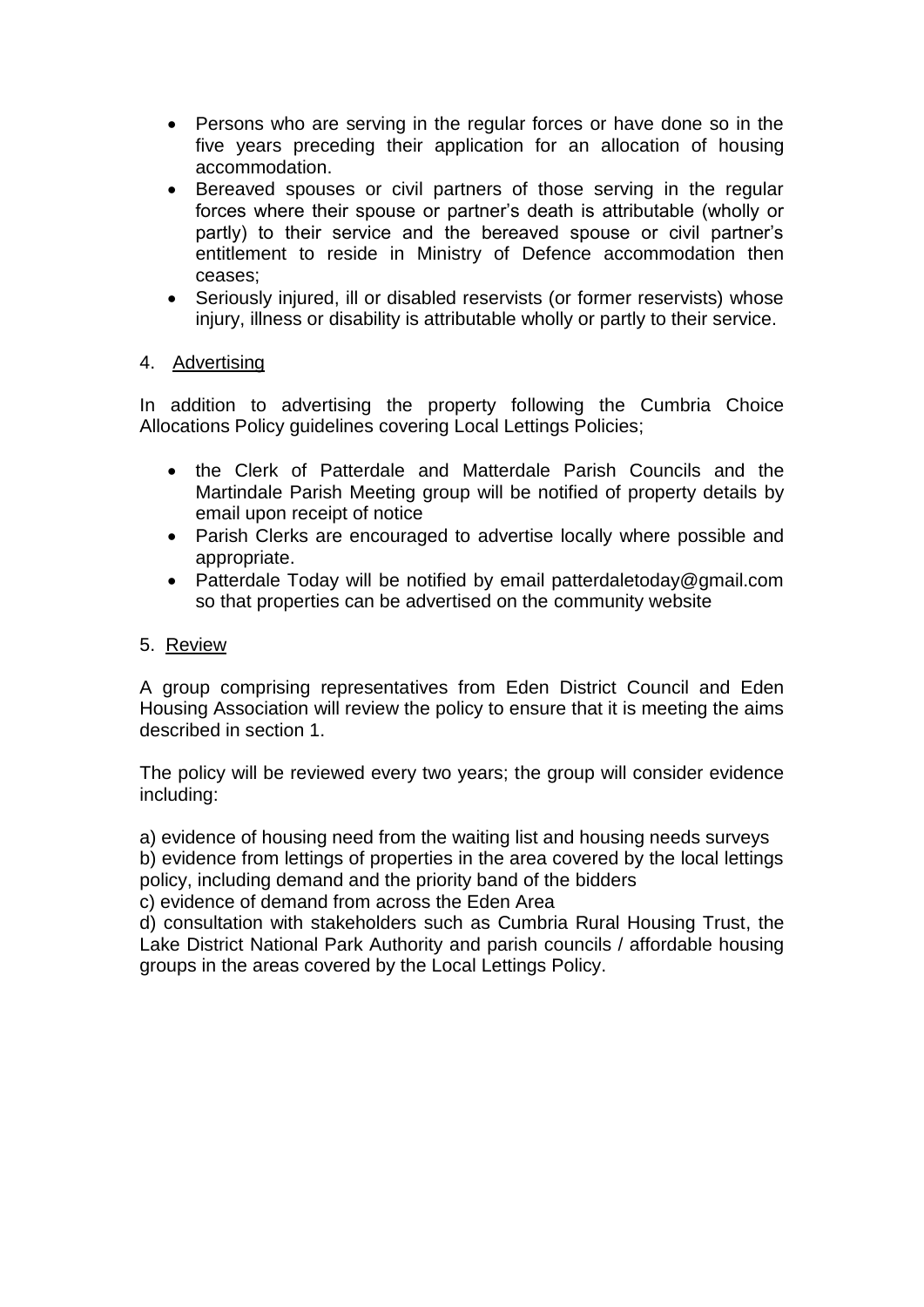- Persons who are serving in the regular forces or have done so in the five years preceding their application for an allocation of housing accommodation.
- Bereaved spouses or civil partners of those serving in the regular forces where their spouse or partner's death is attributable (wholly or partly) to their service and the bereaved spouse or civil partner's entitlement to reside in Ministry of Defence accommodation then ceases;
- Seriously injured, ill or disabled reservists (or former reservists) whose injury, illness or disability is attributable wholly or partly to their service.

## 4. Advertising

In addition to advertising the property following the Cumbria Choice Allocations Policy guidelines covering Local Lettings Policies;

- the Clerk of Patterdale and Matterdale Parish Councils and the Martindale Parish Meeting group will be notified of property details by email upon receipt of notice
- Parish Clerks are encouraged to advertise locally where possible and appropriate.
- Patterdale Today will be notified by email patterdaletoday@gmail.com so that properties can be advertised on the community website

## 5. Review

A group comprising representatives from Eden District Council and Eden Housing Association will review the policy to ensure that it is meeting the aims described in section 1.

The policy will be reviewed every two years; the group will consider evidence including:

a) evidence of housing need from the waiting list and housing needs surveys
b) evidence from lettings of properties in the area covered by the local lettings policy, including demand and the priority band of the bidders
c) evidence of demand from across the Eden Area
d) consultation with stakeholders such as Cumbria Rural Housing Trust, the Lake District National Park Authority and parish councils / affordable housing groups in the areas covered by the Local Lettings Policy.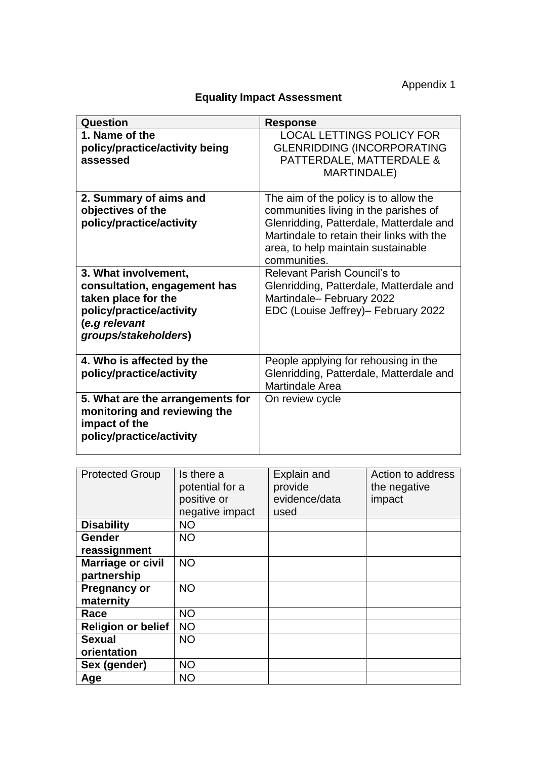Appendix 1

## Equality Impact Assessment

| Question | Response |
|---|---|
| **1. Name of the policy/practice/activity being assessed** | LOCAL LETTINGS POLICY FOR GLENRIDDING (INCORPORATING PATTERDALE, MATTERDALE & MARTINDALE) |
| **2. Summary of aims and objectives of the policy/practice/activity** | The aim of the policy is to allow the communities living in the parishes of Glenridding, Patterdale, Matterdale and Martindale to retain their links with the area, to help maintain sustainable communities. |
| **3. What involvement, consultation, engagement has taken place for the policy/practice/activity (*e.g relevant groups/stakeholders*)** | Relevant Parish Council's to Glenridding, Patterdale, Matterdale and Martindale– February 2022<br>EDC (Louise Jeffrey)– February 2022 |
| **4. Who is affected by the policy/practice/activity** | People applying for rehousing in the Glenridding, Patterdale, Matterdale and Martindale Area |
| **5. What are the arrangements for monitoring and reviewing the impact of the policy/practice/activity** | On review cycle |

| Protected Group | Is there a potential for a positive or negative impact | Explain and provide evidence/data used | Action to address the negative impact |
|---|---|---|---|
| **Disability** | NO | | |
| **Gender reassignment** | NO | | |
| **Marriage or civil partnership** | NO | | |
| **Pregnancy or maternity** | NO | | |
| **Race** | NO | | |
| **Religion or belief** | NO | | |
| **Sexual orientation** | NO | | |
| **Sex (gender)** | NO | | |
| **Age** | NO | | |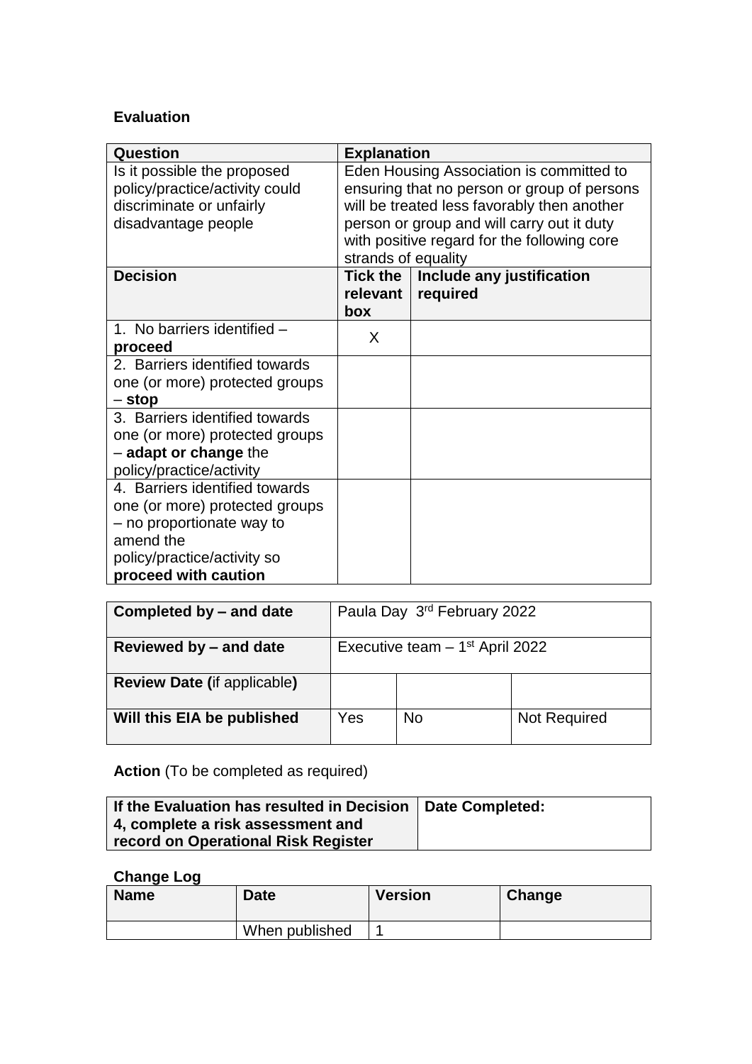**Evaluation**

| Question | Explanation | |
|---|---|---|
| Is it possible the proposed policy/practice/activity could discriminate or unfairly disadvantage people | Eden Housing Association is committed to ensuring that no person or group of persons will be treated less favorably then another person or group and will carry out it duty with positive regard for the following core strands of equality | |
| **Decision** | **Tick the relevant box** | **Include any justification required** |
| 1. No barriers identified – **proceed** | X | |
| 2. Barriers identified towards one (or more) protected groups – **stop** | | |
| 3. Barriers identified towards one (or more) protected groups – **adapt or change** the policy/practice/activity | | |
| 4. Barriers identified towards one (or more) protected groups – no proportionate way to amend the policy/practice/activity so **proceed with caution** | | |

| | | | |
|---|---|---|---|
| **Completed by – and date** | Paula Day 3rd February 2022 | | |
| **Reviewed by – and date** | Executive team – 1st April 2022 | | |
| **Review Date (**if applicable**)** | | | |
| **Will this EIA be published** | Yes | No | Not Required |

**Action** (To be completed as required)

| | |
|---|---|
| **If the Evaluation has resulted in Decision 4, complete a risk assessment and record on Operational Risk Register** | **Date Completed:** |

**Change Log**

| Name | Date | Version | Change |
|---|---|---|---|
| | When published | 1 | |